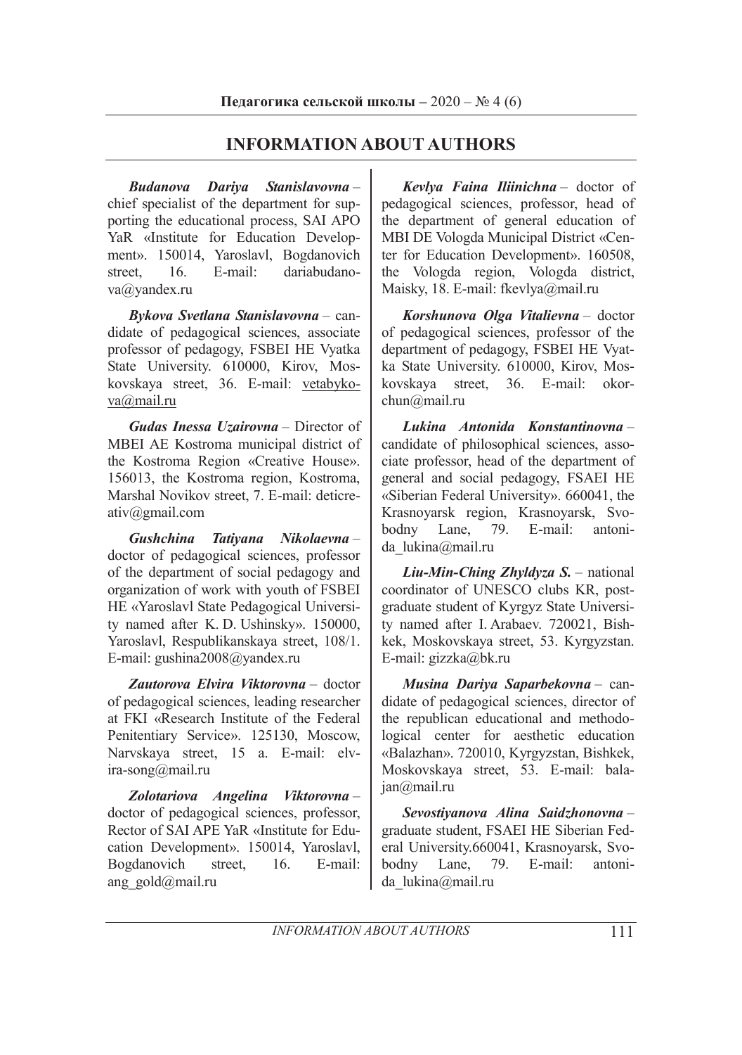# INFORMATION ABOUT AUTHORS

***Budanova Dariya Stanislavovna*** – chief specialist of the department for supporting the educational process, SAI APO YaR «Institute for Education Development». 150014, Yaroslavl, Bogdanovich street, 16. E-mail: dariabudanova@yandex.ru

***Bykova Svetlana Stanislavovna*** – candidate of pedagogical sciences, associate professor of pedagogy, FSBEI HE Vyatka State University. 610000, Kirov, Moskovskaya street, 36. E-mail: vetabykova@mail.ru

***Gudas Inessa Uzairovna*** – Director of MBEI AE Kostroma municipal district of the Kostroma Region «Creative House». 156013, the Kostroma region, Kostroma, Marshal Novikov street, 7. E-mail: deticreativ@gmail.com

***Gushchina Tatiyana Nikolaevna*** – doctor of pedagogical sciences, professor of the department of social pedagogy and organization of work with youth of FSBEI HE «Yaroslavl State Pedagogical University named after K. D. Ushinsky». 150000, Yaroslavl, Respublikanskaya street, 108/1. E-mail: gushina2008@yandex.ru

***Zautorova Elvira Viktorovna*** – doctor of pedagogical sciences, leading researcher at FKI «Research Institute of the Federal Penitentiary Service». 125130, Moscow, Narvskaya street, 15 a. E-mail: elvira-song@mail.ru

***Zolotariova Angelina Viktorovna*** – doctor of pedagogical sciences, professor, Rector of SAI APE YaR «Institute for Education Development». 150014, Yaroslavl, Bogdanovich street, 16. E-mail: ang_gold@mail.ru

***Kevlya Faina Iliinichna*** – doctor of pedagogical sciences, professor, head of the department of general education of MBI DE Vologda Municipal District «Center for Education Development». 160508, the Vologda region, Vologda district, Maisky, 18. E-mail: fkevlya@mail.ru

***Korshunova Olga Vitalievna*** – doctor of pedagogical sciences, professor of the department of pedagogy, FSBEI HE Vyatka State University. 610000, Kirov, Moskovskaya street, 36. E-mail: okorchun@mail.ru

***Lukina Antonida Konstantinovna*** – candidate of philosophical sciences, associate professor, head of the department of general and social pedagogy, FSAEI HE «Siberian Federal University». 660041, the Krasnoyarsk region, Krasnoyarsk, Svobodny Lane, 79. E-mail: antonida_lukina@mail.ru

***Liu-Min-Ching Zhyldyza S.*** – national coordinator of UNESCO clubs KR, postgraduate student of Kyrgyz State University named after I. Arabaev. 720021, Bishkek, Moskovskaya street, 53. Kyrgyzstan. E-mail: gizzka@bk.ru

***Musina Dariya Saparbekovna*** – candidate of pedagogical sciences, director of the republican educational and methodological center for aesthetic education «Balazhan». 720010, Kyrgyzstan, Bishkek, Moskovskaya street, 53. E-mail: balajan@mail.ru

***Sevostiyanova Alina Saidzhonovna*** – graduate student, FSAEI HE Siberian Federal University.660041, Krasnoyarsk, Svobodny Lane, 79. E-mail: antonida_lukina@mail.ru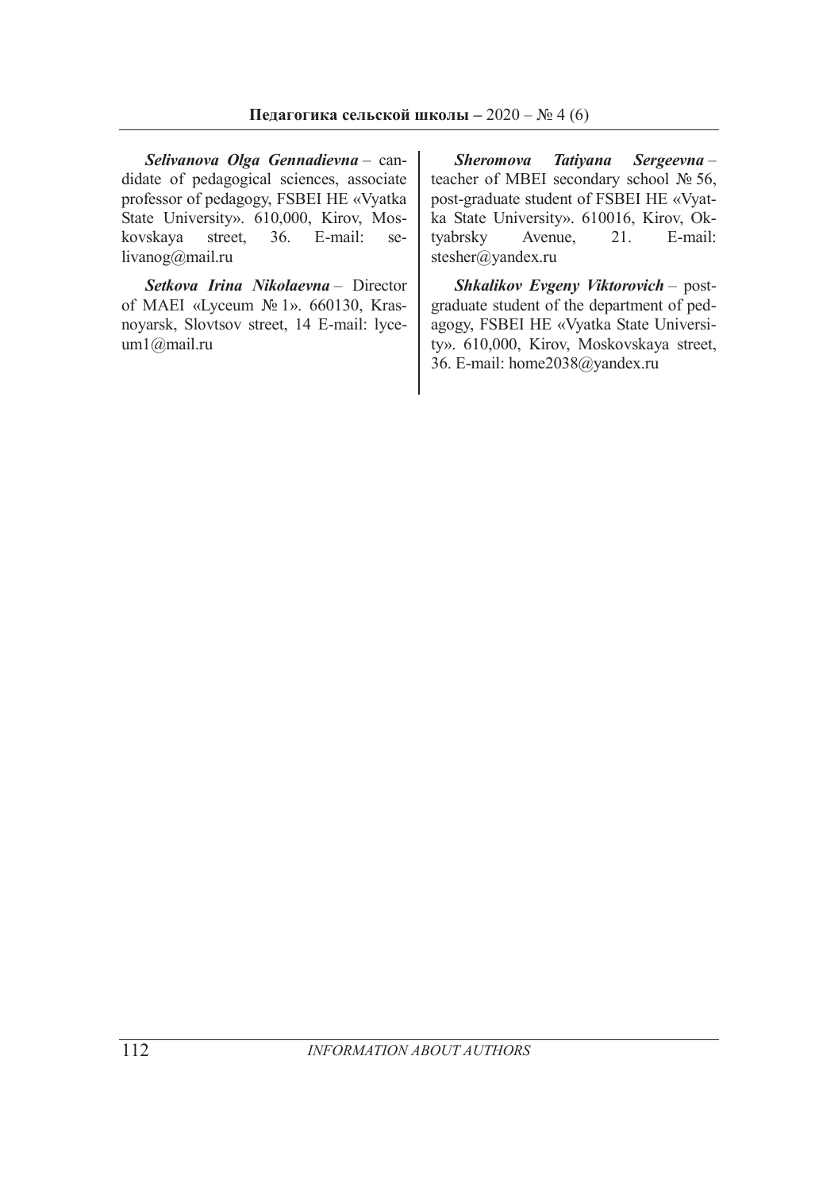***Selivanova Olga Gennadievna*** – candidate of pedagogical sciences, associate professor of pedagogy, FSBEI HE «Vyatka State University». 610,000, Kirov, Moskovskaya street, 36. E-mail: selivanog@mail.ru

***Setkova Irina Nikolaevna*** – Director of MAEI «Lyceum № 1». 660130, Krasnoyarsk, Slovtsov street, 14 E-mail: lyceum1@mail.ru

***Sheromova Tatiyana Sergeevna*** – teacher of MBEI secondary school № 56, post-graduate student of FSBEI HE «Vyatka State University». 610016, Kirov, Oktyabrsky Avenue, 21. E-mail: stesher@yandex.ru

***Shkalikov Evgeny Viktorovich*** – post-graduate student of the department of pedagogy, FSBEI HE «Vyatka State University». 610,000, Kirov, Moskovskaya street, 36. E-mail: home2038@yandex.ru